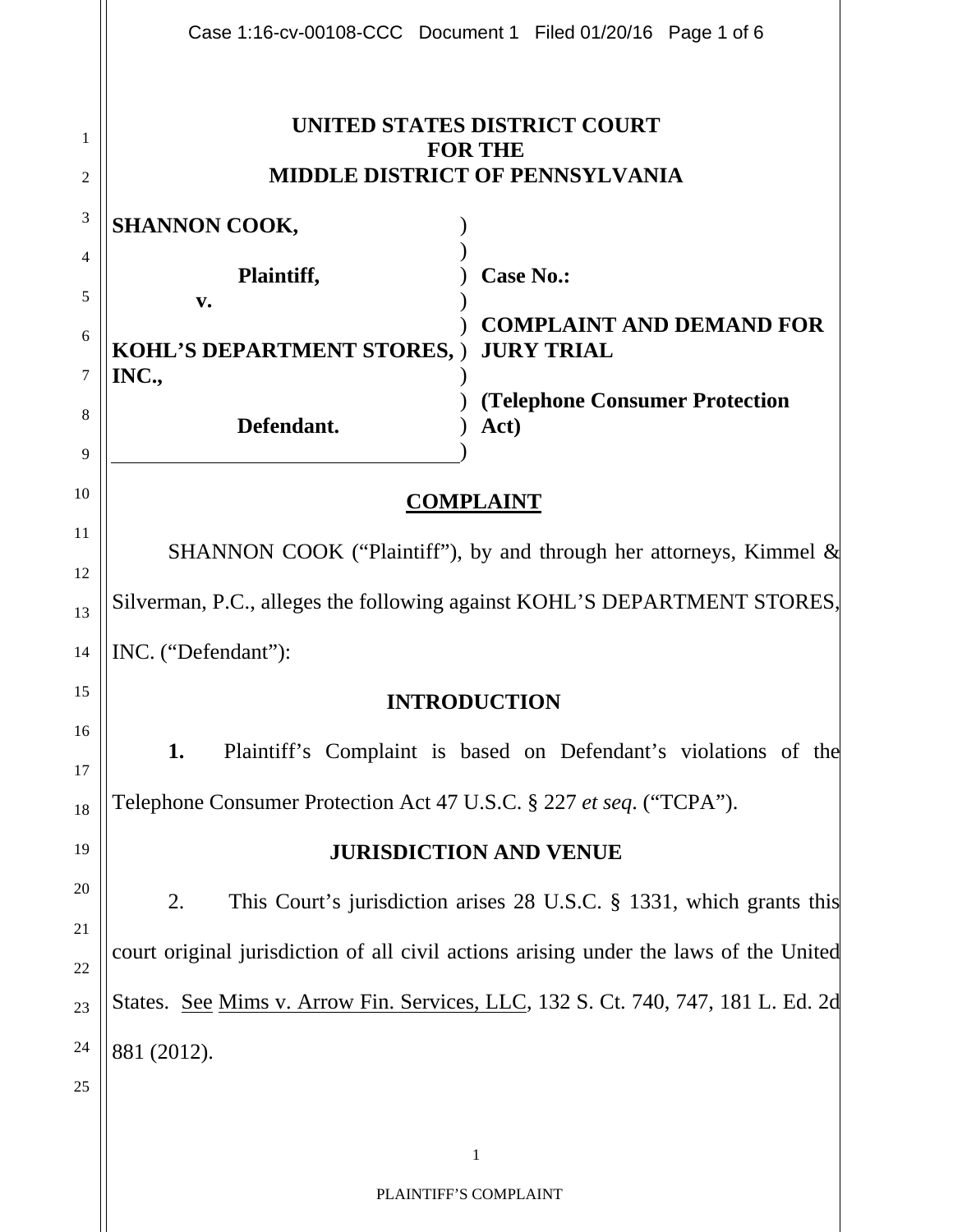**UNITED STATES DISTRICT COURT**
**FOR THE**
**MIDDLE DISTRICT OF PENNSYLVANIA**

| | |
|---|---|
| **SHANNON COOK,** | |
| **Plaintiff,** | **Case No.:** |
| **v.** | |
| **KOHL'S DEPARTMENT STORES, INC.,** | **COMPLAINT AND DEMAND FOR JURY TRIAL** |
| **Defendant.** | **(Telephone Consumer Protection Act)** |

## COMPLAINT

SHANNON COOK ("Plaintiff"), by and through her attorneys, Kimmel & Silverman, P.C., alleges the following against KOHL'S DEPARTMENT STORES, INC. ("Defendant"):

## INTRODUCTION

**1.** Plaintiff's Complaint is based on Defendant's violations of the Telephone Consumer Protection Act 47 U.S.C. § 227 *et seq*. ("TCPA").

## JURISDICTION AND VENUE

2. This Court's jurisdiction arises 28 U.S.C. § 1331, which grants this court original jurisdiction of all civil actions arising under the laws of the United States. See Mims v. Arrow Fin. Services, LLC, 132 S. Ct. 740, 747, 181 L. Ed. 2d 881 (2012).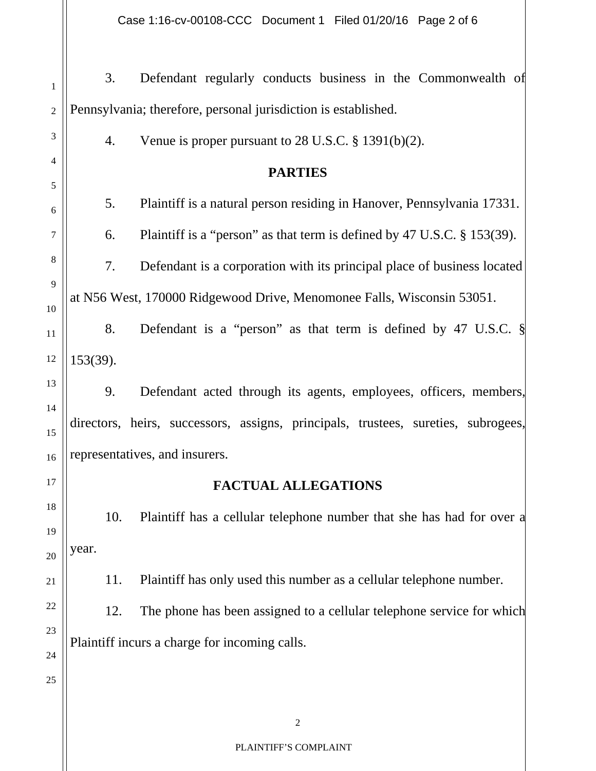3. Defendant regularly conducts business in the Commonwealth of Pennsylvania; therefore, personal jurisdiction is established.

4. Venue is proper pursuant to 28 U.S.C. § 1391(b)(2).

## PARTIES

5. Plaintiff is a natural person residing in Hanover, Pennsylvania 17331.

6. Plaintiff is a "person" as that term is defined by 47 U.S.C. § 153(39).

7. Defendant is a corporation with its principal place of business located at N56 West, 170000 Ridgewood Drive, Menomonee Falls, Wisconsin 53051.

8. Defendant is a "person" as that term is defined by 47 U.S.C. § 153(39).

9. Defendant acted through its agents, employees, officers, members, directors, heirs, successors, assigns, principals, trustees, sureties, subrogees, representatives, and insurers.

## FACTUAL ALLEGATIONS

10. Plaintiff has a cellular telephone number that she has had for over a year.

11. Plaintiff has only used this number as a cellular telephone number.

12. The phone has been assigned to a cellular telephone service for which Plaintiff incurs a charge for incoming calls.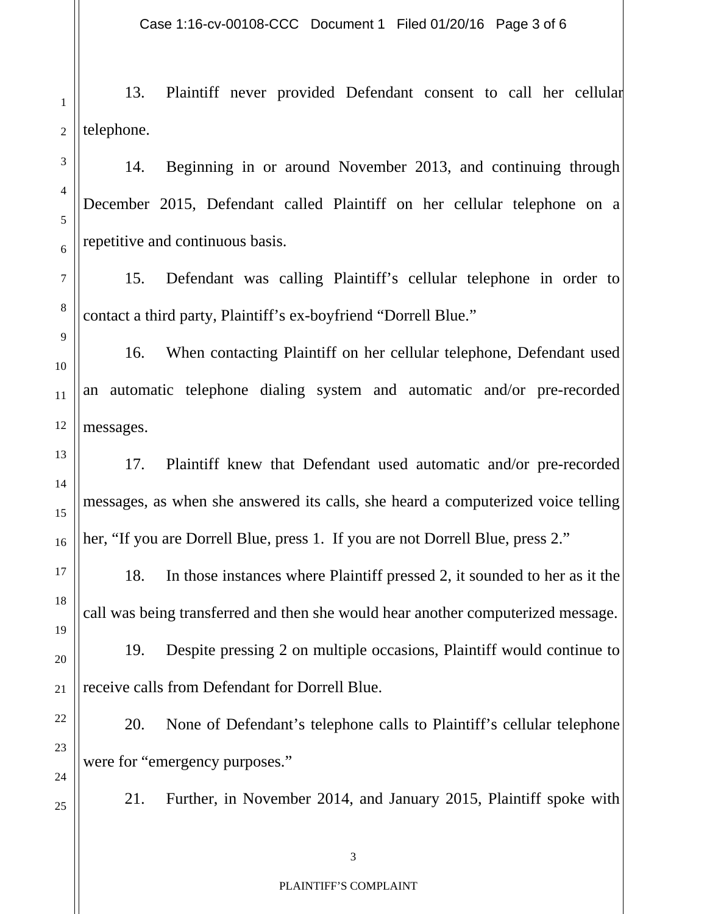13. Plaintiff never provided Defendant consent to call her cellular telephone.

14. Beginning in or around November 2013, and continuing through December 2015, Defendant called Plaintiff on her cellular telephone on a repetitive and continuous basis.

15. Defendant was calling Plaintiff's cellular telephone in order to contact a third party, Plaintiff's ex-boyfriend "Dorrell Blue."

16. When contacting Plaintiff on her cellular telephone, Defendant used an automatic telephone dialing system and automatic and/or pre-recorded messages.

17. Plaintiff knew that Defendant used automatic and/or pre-recorded messages, as when she answered its calls, she heard a computerized voice telling her, "If you are Dorrell Blue, press 1. If you are not Dorrell Blue, press 2."

18. In those instances where Plaintiff pressed 2, it sounded to her as it the call was being transferred and then she would hear another computerized message.

19. Despite pressing 2 on multiple occasions, Plaintiff would continue to receive calls from Defendant for Dorrell Blue.

20. None of Defendant's telephone calls to Plaintiff's cellular telephone were for "emergency purposes."

21. Further, in November 2014, and January 2015, Plaintiff spoke with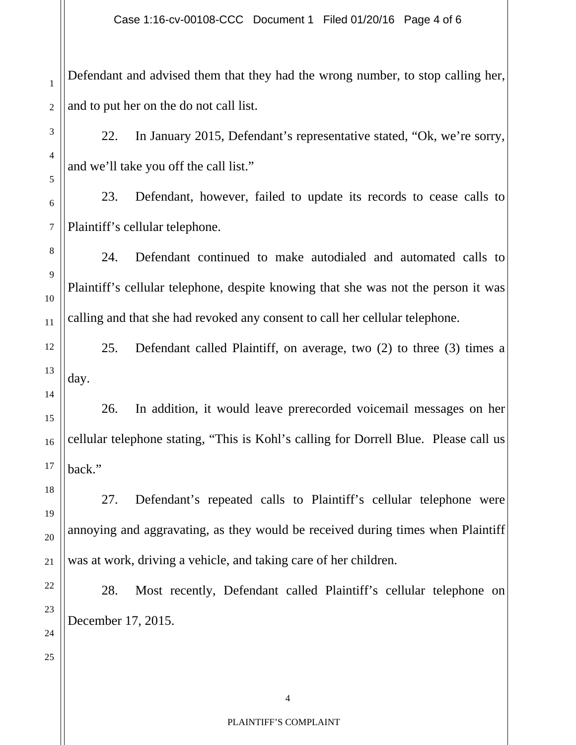Defendant and advised them that they had the wrong number, to stop calling her, and to put her on the do not call list.

22. In January 2015, Defendant's representative stated, "Ok, we're sorry, and we'll take you off the call list."

23. Defendant, however, failed to update its records to cease calls to Plaintiff's cellular telephone.

24. Defendant continued to make autodialed and automated calls to Plaintiff's cellular telephone, despite knowing that she was not the person it was calling and that she had revoked any consent to call her cellular telephone.

25. Defendant called Plaintiff, on average, two (2) to three (3) times a day.

26. In addition, it would leave prerecorded voicemail messages on her cellular telephone stating, "This is Kohl's calling for Dorrell Blue. Please call us back."

27. Defendant's repeated calls to Plaintiff's cellular telephone were annoying and aggravating, as they would be received during times when Plaintiff was at work, driving a vehicle, and taking care of her children.

28. Most recently, Defendant called Plaintiff's cellular telephone on December 17, 2015.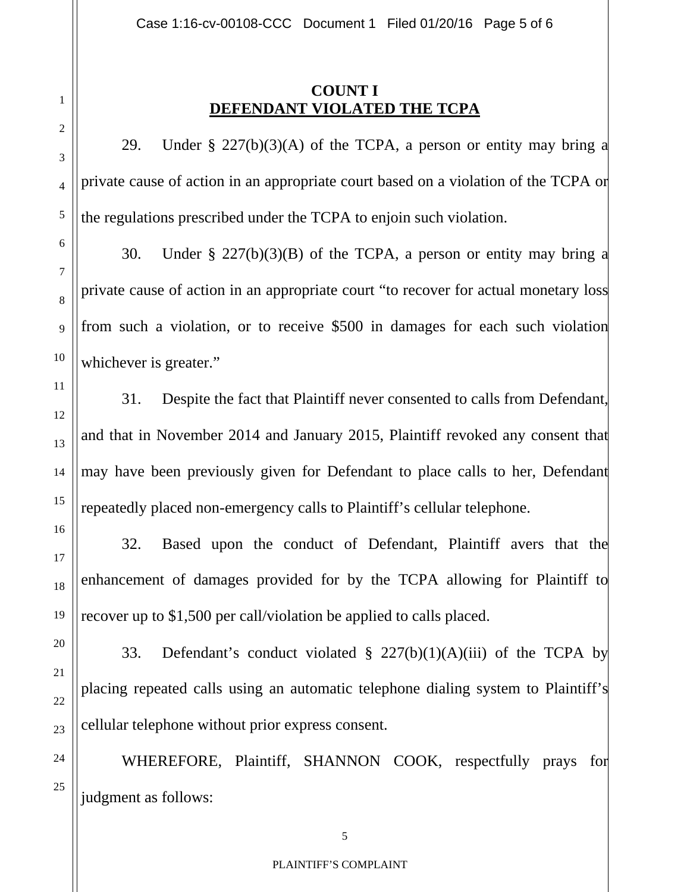## COUNT I
## DEFENDANT VIOLATED THE TCPA

29. Under § 227(b)(3)(A) of the TCPA, a person or entity may bring a private cause of action in an appropriate court based on a violation of the TCPA or the regulations prescribed under the TCPA to enjoin such violation.

30. Under § 227(b)(3)(B) of the TCPA, a person or entity may bring a private cause of action in an appropriate court "to recover for actual monetary loss from such a violation, or to receive $500 in damages for each such violation whichever is greater."

31. Despite the fact that Plaintiff never consented to calls from Defendant, and that in November 2014 and January 2015, Plaintiff revoked any consent that may have been previously given for Defendant to place calls to her, Defendant repeatedly placed non-emergency calls to Plaintiff's cellular telephone.

32. Based upon the conduct of Defendant, Plaintiff avers that the enhancement of damages provided for by the TCPA allowing for Plaintiff to recover up to $1,500 per call/violation be applied to calls placed.

33. Defendant's conduct violated § 227(b)(1)(A)(iii) of the TCPA by placing repeated calls using an automatic telephone dialing system to Plaintiff's cellular telephone without prior express consent.

WHEREFORE, Plaintiff, SHANNON COOK, respectfully prays for judgment as follows: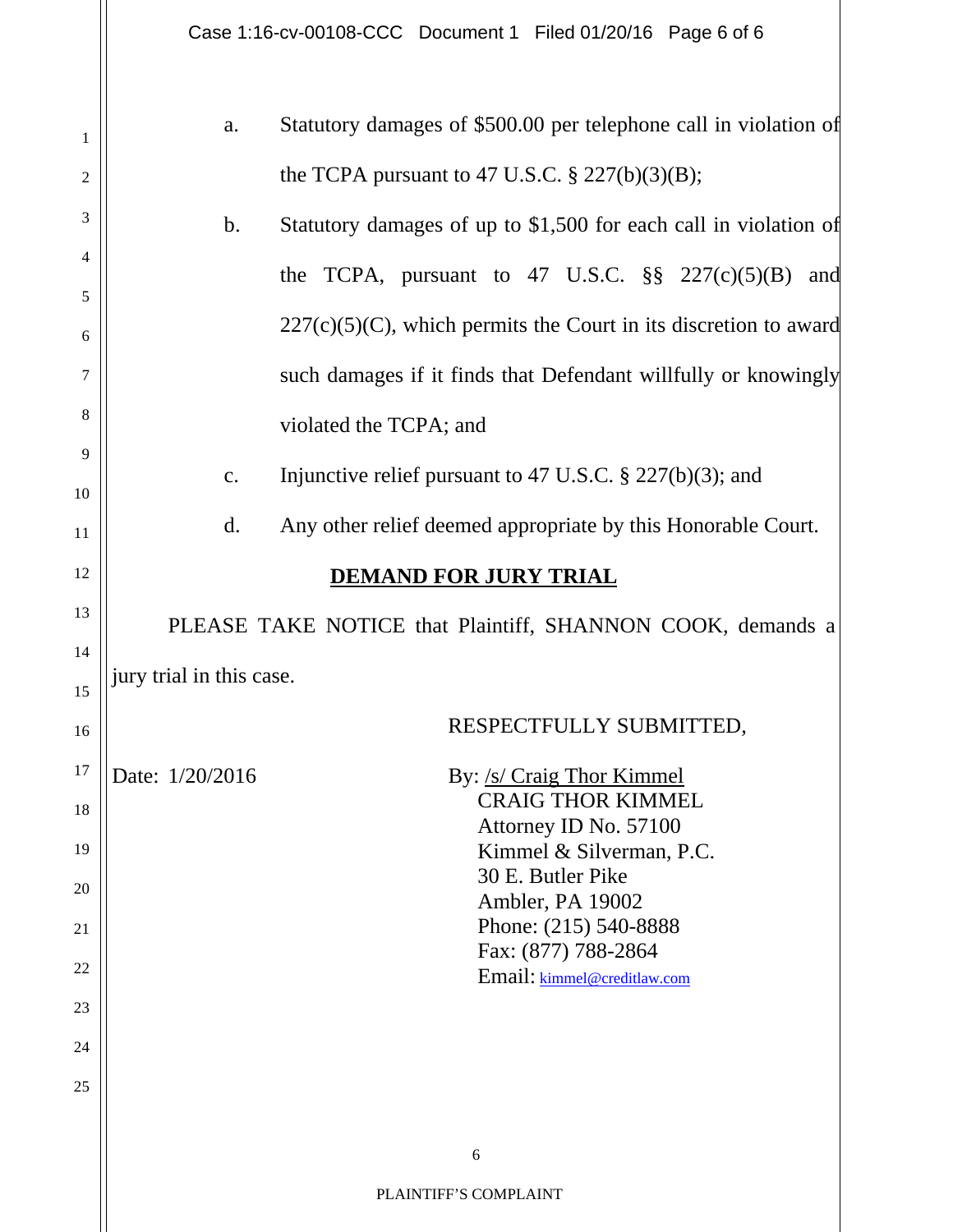a. Statutory damages of $500.00 per telephone call in violation of the TCPA pursuant to 47 U.S.C. § 227(b)(3)(B);

b. Statutory damages of up to $1,500 for each call in violation of the TCPA, pursuant to 47 U.S.C. §§ 227(c)(5)(B) and 227(c)(5)(C), which permits the Court in its discretion to award such damages if it finds that Defendant willfully or knowingly violated the TCPA; and

c. Injunctive relief pursuant to 47 U.S.C. § 227(b)(3); and

d. Any other relief deemed appropriate by this Honorable Court.

## DEMAND FOR JURY TRIAL

PLEASE TAKE NOTICE that Plaintiff, SHANNON COOK, demands a jury trial in this case.

RESPECTFULLY SUBMITTED,

Date: 1/20/2016

By: /s/ Craig Thor Kimmel
CRAIG THOR KIMMEL
Attorney ID No. 57100
Kimmel & Silverman, P.C.
30 E. Butler Pike
Ambler, PA 19002
Phone: (215) 540-8888
Fax: (877) 788-2864
Email: kimmel@creditlaw.com

PLAINTIFF'S COMPLAINT